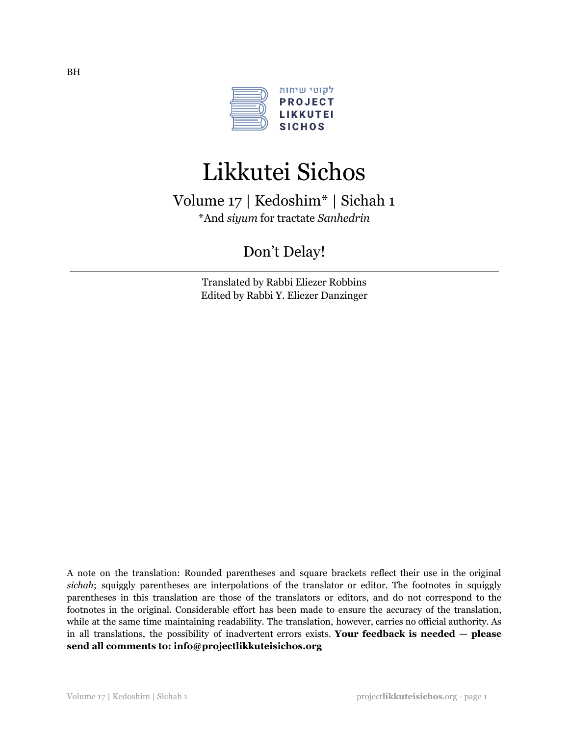BH

לקוטי שיחות
PROJECT
LIKKUTEI
SICHOS

# Likkutei Sichos

## Volume 17 | Kedoshim* | Sichah 1

*And *siyum* for tractate *Sanhedrin*

## Don't Delay!

---

Translated by Rabbi Eliezer Robbins
Edited by Rabbi Y. Eliezer Danzinger

A note on the translation: Rounded parentheses and square brackets reflect their use in the original *sichah*; squiggly parentheses are interpolations of the translator or editor. The footnotes in squiggly parentheses in this translation are those of the translators or editors, and do not correspond to the footnotes in the original. Considerable effort has been made to ensure the accuracy of the translation, while at the same time maintaining readability. The translation, however, carries no official authority. As in all translations, the possibility of inadvertent errors exists. **Your feedback is needed — please send all comments to: info@projectlikkuteisichos.org**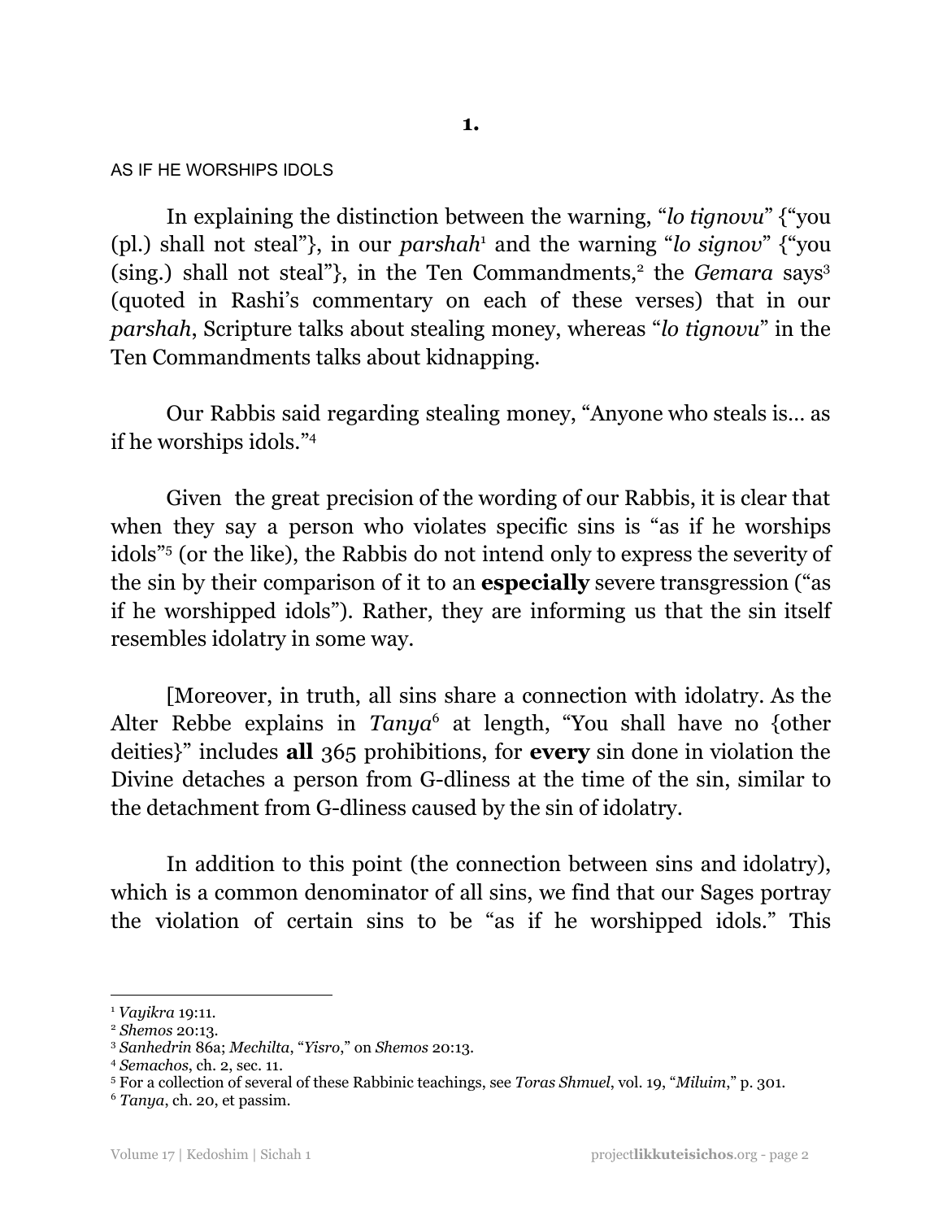**1.**

AS IF HE WORSHIPS IDOLS

In explaining the distinction between the warning, "*lo tignovu*" {"you (pl.) shall not steal"}, in our *parshah*[1] and the warning "*lo signov*" {"you (sing.) shall not steal"}, in the Ten Commandments,[2] the *Gemara* says[3] (quoted in Rashi's commentary on each of these verses) that in our *parshah*, Scripture talks about stealing money, whereas "*lo tignovu*" in the Ten Commandments talks about kidnapping.

Our Rabbis said regarding stealing money, "Anyone who steals is... as if he worships idols."[4]

Given the great precision of the wording of our Rabbis, it is clear that when they say a person who violates specific sins is "as if he worships idols"[5] (or the like), the Rabbis do not intend only to express the severity of the sin by their comparison of it to an **especially** severe transgression ("as if he worshipped idols"). Rather, they are informing us that the sin itself resembles idolatry in some way.

[Moreover, in truth, all sins share a connection with idolatry. As the Alter Rebbe explains in *Tanya*[6] at length, "You shall have no {other deities}" includes **all** 365 prohibitions, for **every** sin done in violation the Divine detaches a person from G-dliness at the time of the sin, similar to the detachment from G-dliness caused by the sin of idolatry.

In addition to this point (the connection between sins and idolatry), which is a common denominator of all sins, we find that our Sages portray the violation of certain sins to be "as if he worshipped idols." This

---

[1] *Vayikra* 19:11.

[2] *Shemos* 20:13.

[3] *Sanhedrin* 86a; *Mechilta*, "*Yisro*," on *Shemos* 20:13.

[4] *Semachos*, ch. 2, sec. 11.

[5] For a collection of several of these Rabbinic teachings, see *Toras Shmuel*, vol. 19, "*Miluim*," p. 301.

[6] *Tanya*, ch. 20, et passim.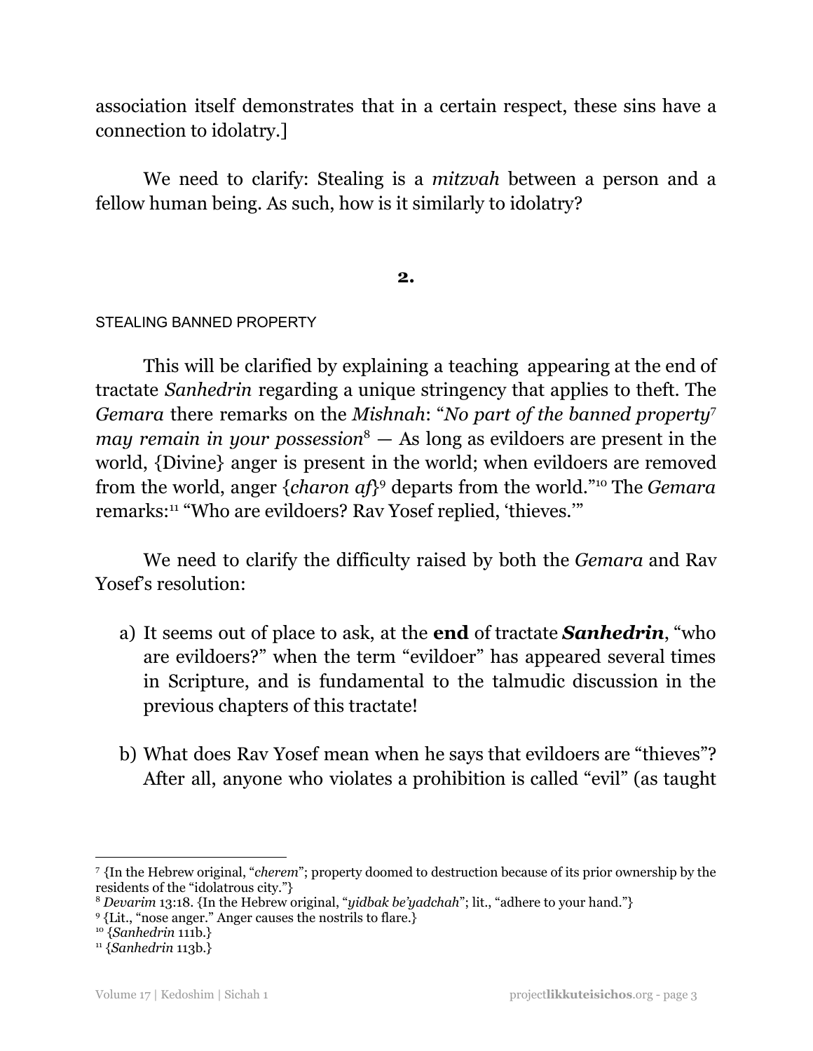association itself demonstrates that in a certain respect, these sins have a connection to idolatry.]

We need to clarify: Stealing is a *mitzvah* between a person and a fellow human being. As such, how is it similarly to idolatry?

## 2.

STEALING BANNED PROPERTY

This will be clarified by explaining a teaching appearing at the end of tractate *Sanhedrin* regarding a unique stringency that applies to theft. The *Gemara* there remarks on the *Mishnah*: "*No part of the banned property*[7] *may remain in your possession*[8] — As long as evildoers are present in the world, {Divine} anger is present in the world; when evildoers are removed from the world, anger {*charon af*}[9] departs from the world."[10] The *Gemara* remarks:[11] "Who are evildoers? Rav Yosef replied, 'thieves.'"

We need to clarify the difficulty raised by both the *Gemara* and Rav Yosef's resolution:

a) It seems out of place to ask, at the **end** of tractate ***Sanhedrin***, "who are evildoers?" when the term "evildoer" has appeared several times in Scripture, and is fundamental to the talmudic discussion in the previous chapters of this tractate!

b) What does Rav Yosef mean when he says that evildoers are "thieves"? After all, anyone who violates a prohibition is called "evil" (as taught

---

[7] {In the Hebrew original, "*cherem*"; property doomed to destruction because of its prior ownership by the residents of the "idolatrous city."}

[8] *Devarim* 13:18. {In the Hebrew original, "*yidbak be'yadchah*"; lit., "adhere to your hand."}

[9] {Lit., "nose anger." Anger causes the nostrils to flare.}

[10] {*Sanhedrin* 111b.}

[11] {*Sanhedrin* 113b.}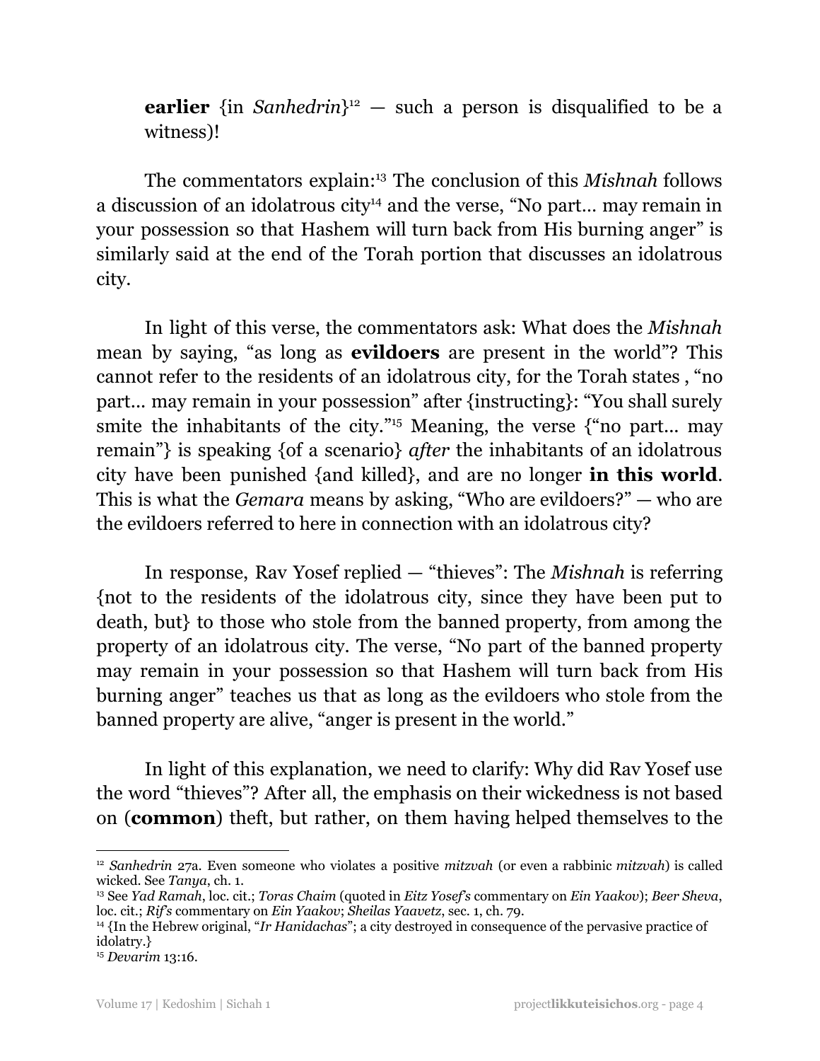**earlier** {in *Sanhedrin*}[12] — such a person is disqualified to be a witness)!

The commentators explain:[13] The conclusion of this *Mishnah* follows a discussion of an idolatrous city[14] and the verse, "No part… may remain in your possession so that Hashem will turn back from His burning anger" is similarly said at the end of the Torah portion that discusses an idolatrous city.

In light of this verse, the commentators ask: What does the *Mishnah* mean by saying, "as long as **evildoers** are present in the world"? This cannot refer to the residents of an idolatrous city, for the Torah states , "no part… may remain in your possession" after {instructing}: "You shall surely smite the inhabitants of the city."[15] Meaning, the verse {"no part… may remain"} is speaking {of a scenario} *after* the inhabitants of an idolatrous city have been punished {and killed}, and are no longer **in this world**. This is what the *Gemara* means by asking, "Who are evildoers?" — who are the evildoers referred to here in connection with an idolatrous city?

In response, Rav Yosef replied — "thieves": The *Mishnah* is referring {not to the residents of the idolatrous city, since they have been put to death, but} to those who stole from the banned property, from among the property of an idolatrous city. The verse, "No part of the banned property may remain in your possession so that Hashem will turn back from His burning anger" teaches us that as long as the evildoers who stole from the banned property are alive, "anger is present in the world."

In light of this explanation, we need to clarify: Why did Rav Yosef use the word "thieves"? After all, the emphasis on their wickedness is not based on (**common**) theft, but rather, on them having helped themselves to the

---

[12] *Sanhedrin* 27a. Even someone who violates a positive *mitzvah* (or even a rabbinic *mitzvah*) is called wicked. See *Tanya*, ch. 1.

[13] See *Yad Ramah*, loc. cit.; *Toras Chaim* (quoted in *Eitz Yosef's* commentary on *Ein Yaakov*); *Beer Sheva*, loc. cit.; *Rif's* commentary on *Ein Yaakov*; *Sheilas Yaavetz*, sec. 1, ch. 79.

[14] {In the Hebrew original, "*Ir Hanidachas*"; a city destroyed in consequence of the pervasive practice of idolatry.}

[15] *Devarim* 13:16.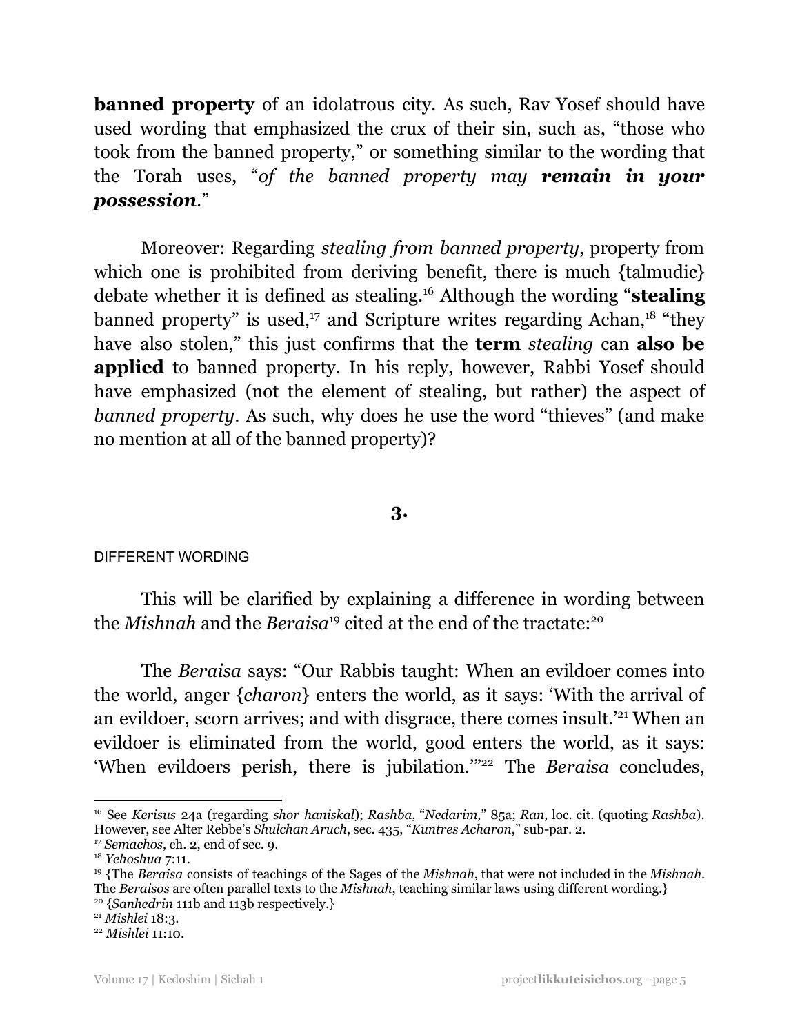**banned property** of an idolatrous city. As such, Rav Yosef should have used wording that emphasized the crux of their sin, such as, "those who took from the banned property," or something similar to the wording that the Torah uses, "*of the banned property may **remain in your possession**.*"

Moreover: Regarding *stealing from banned property*, property from which one is prohibited from deriving benefit, there is much {talmudic} debate whether it is defined as stealing.[16] Although the wording "**stealing** banned property" is used,[17] and Scripture writes regarding Achan,[18] "they have also stolen," this just confirms that the **term** *stealing* can **also be applied** to banned property. In his reply, however, Rabbi Yosef should have emphasized (not the element of stealing, but rather) the aspect of *banned property*. As such, why does he use the word "thieves" (and make no mention at all of the banned property)?

## 3.

### DIFFERENT WORDING

This will be clarified by explaining a difference in wording between the *Mishnah* and the *Beraisa*[19] cited at the end of the tractate:[20]

The *Beraisa* says: "Our Rabbis taught: When an evildoer comes into the world, anger {*charon*} enters the world, as it says: 'With the arrival of an evildoer, scorn arrives; and with disgrace, there comes insult.'[21] When an evildoer is eliminated from the world, good enters the world, as it says: 'When evildoers perish, there is jubilation.'"[22] The *Beraisa* concludes,

---

[16] See *Kerisus* 24a (regarding *shor haniskal*); *Rashba*, "*Nedarim*," 85a; *Ran*, loc. cit. (quoting *Rashba*). However, see Alter Rebbe's *Shulchan Aruch*, sec. 435, "*Kuntres Acharon*," sub-par. 2.

[17] *Semachos*, ch. 2, end of sec. 9.

[18] *Yehoshua* 7:11.

[19] {The *Beraisa* consists of teachings of the Sages of the *Mishnah*, that were not included in the *Mishnah*. The *Beraisos* are often parallel texts to the *Mishnah*, teaching similar laws using different wording.}

[20] {*Sanhedrin* 111b and 113b respectively.}

[21] *Mishlei* 18:3.

[22] *Mishlei* 11:10.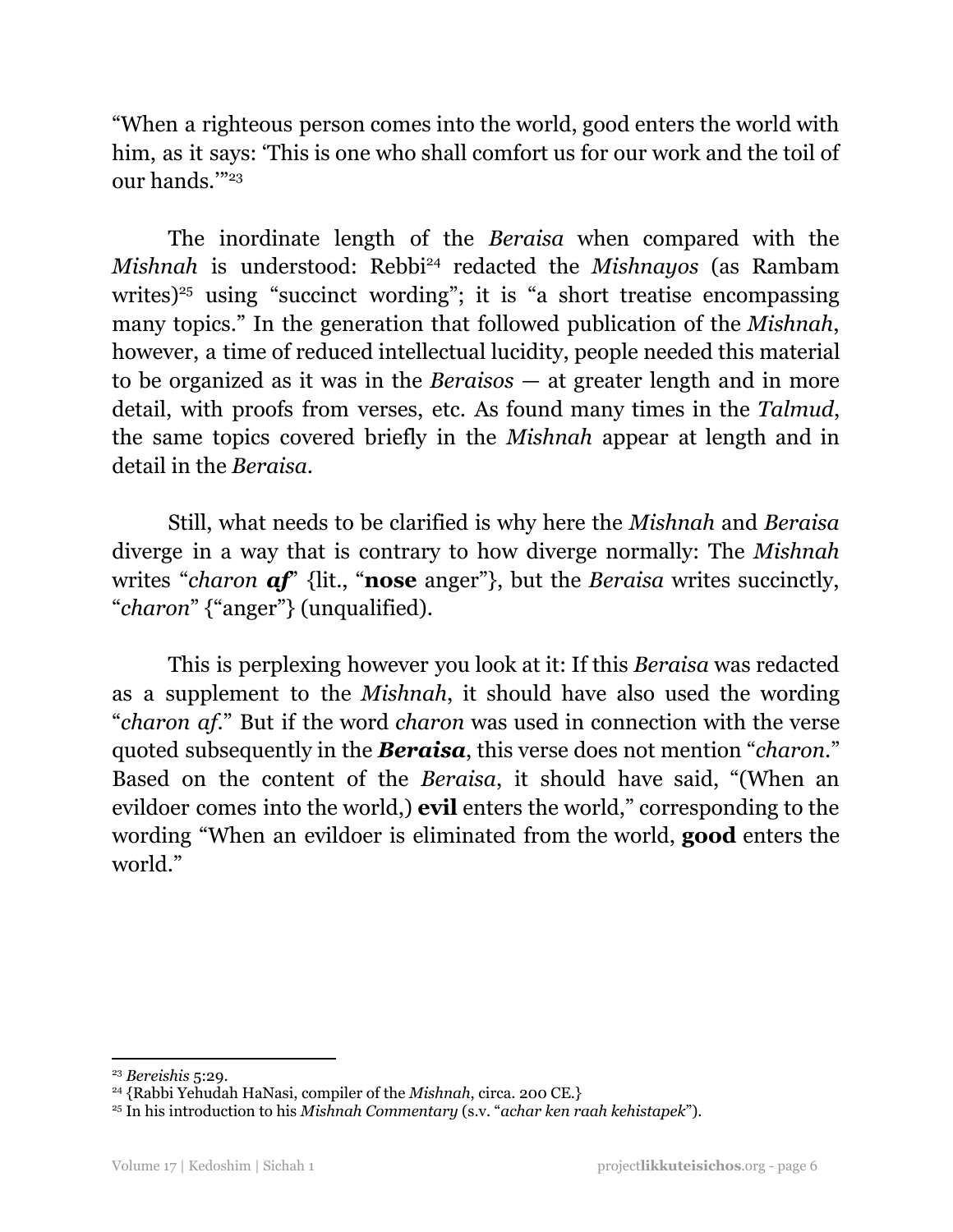"When a righteous person comes into the world, good enters the world with him, as it says: 'This is one who shall comfort us for our work and the toil of our hands.'"[23]

The inordinate length of the *Beraisa* when compared with the *Mishnah* is understood: Rebbi[24] redacted the *Mishnayos* (as Rambam writes)[25] using "succinct wording"; it is "a short treatise encompassing many topics." In the generation that followed publication of the *Mishnah*, however, a time of reduced intellectual lucidity, people needed this material to be organized as it was in the *Beraisos* — at greater length and in more detail, with proofs from verses, etc. As found many times in the *Talmud*, the same topics covered briefly in the *Mishnah* appear at length and in detail in the *Beraisa*.

Still, what needs to be clarified is why here the *Mishnah* and *Beraisa* diverge in a way that is contrary to how diverge normally: The *Mishnah* writes "*charon **af***" {lit., "**nose** anger"}, but the *Beraisa* writes succinctly, "*charon*" {"anger"} (unqualified).

This is perplexing however you look at it: If this *Beraisa* was redacted as a supplement to the *Mishnah*, it should have also used the wording "*charon af*." But if the word *charon* was used in connection with the verse quoted subsequently in the ***Beraisa***, this verse does not mention "*charon*." Based on the content of the *Beraisa*, it should have said, "(When an evildoer comes into the world,) **evil** enters the world," corresponding to the wording "When an evildoer is eliminated from the world, **good** enters the world."

---

[23] *Bereishis* 5:29.

[24] {Rabbi Yehudah HaNasi, compiler of the *Mishnah*, circa. 200 CE.}

[25] In his introduction to his *Mishnah Commentary* (s.v. "*achar ken raah kehistapek*").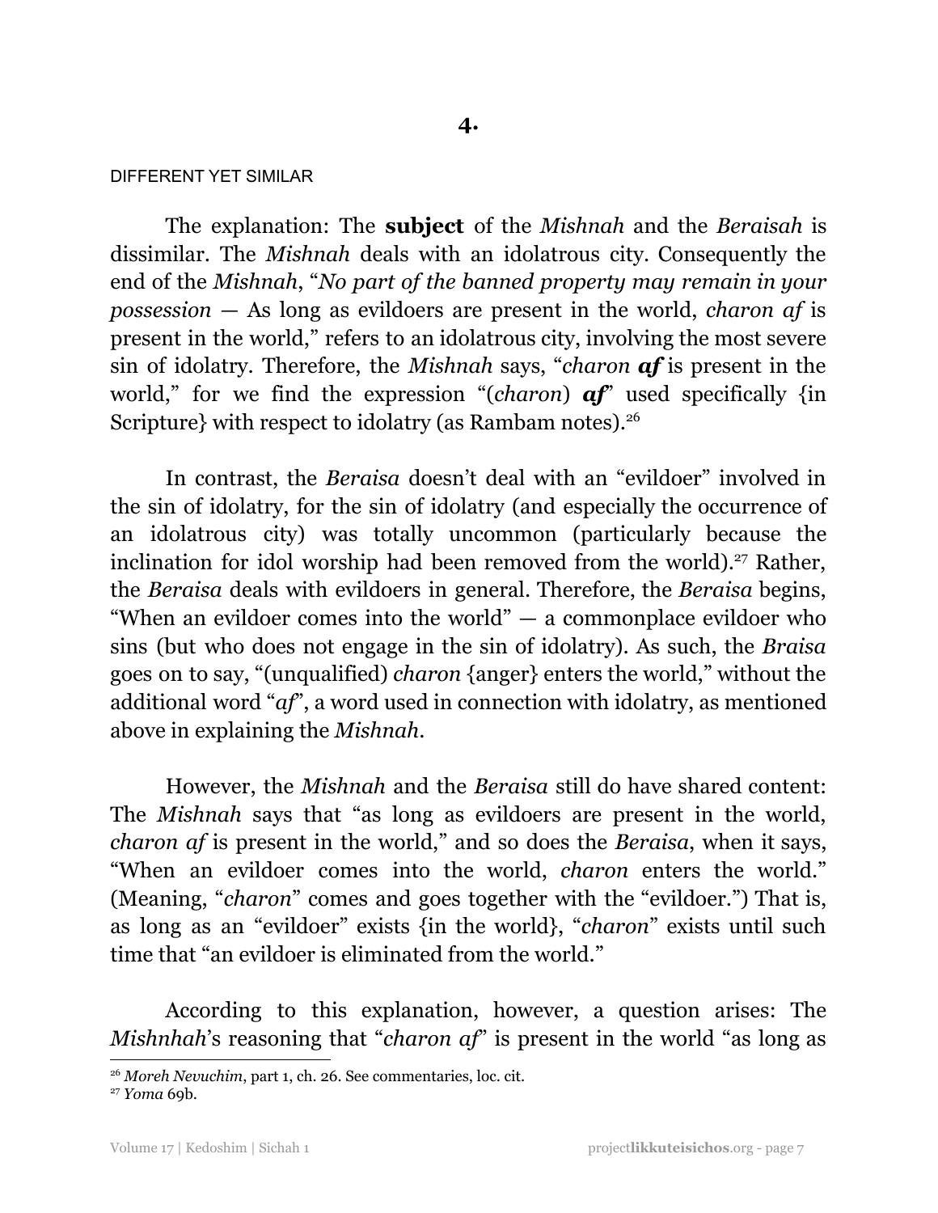## 4.

DIFFERENT YET SIMILAR

The explanation: The **subject** of the *Mishnah* and the *Beraisah* is dissimilar. The *Mishnah* deals with an idolatrous city. Consequently the end of the *Mishnah*, "*No part of the banned property may remain in your possession* — As long as evildoers are present in the world, *charon af* is present in the world," refers to an idolatrous city, involving the most severe sin of idolatry. Therefore, the *Mishnah* says, "*charon* ***af*** is present in the world," for we find the expression "(*charon*) ***af***" used specifically {in Scripture} with respect to idolatry (as Rambam notes).[26]

In contrast, the *Beraisa* doesn't deal with an "evildoer" involved in the sin of idolatry, for the sin of idolatry (and especially the occurrence of an idolatrous city) was totally uncommon (particularly because the inclination for idol worship had been removed from the world).[27] Rather, the *Beraisa* deals with evildoers in general. Therefore, the *Beraisa* begins, "When an evildoer comes into the world" — a commonplace evildoer who sins (but who does not engage in the sin of idolatry). As such, the *Braisa* goes on to say, "(unqualified) *charon* {anger} enters the world," without the additional word "*af*", a word used in connection with idolatry, as mentioned above in explaining the *Mishnah*.

However, the *Mishnah* and the *Beraisa* still do have shared content: The *Mishnah* says that "as long as evildoers are present in the world, *charon af* is present in the world," and so does the *Beraisa*, when it says, "When an evildoer comes into the world, *charon* enters the world." (Meaning, "*charon*" comes and goes together with the "evildoer.") That is, as long as an "evildoer" exists {in the world}, "*charon*" exists until such time that "an evildoer is eliminated from the world."

According to this explanation, however, a question arises: The *Mishnhah*'s reasoning that "*charon af*" is present in the world "as long as

---

[26] *Moreh Nevuchim*, part 1, ch. 26. See commentaries, loc. cit.

[27] *Yoma* 69b.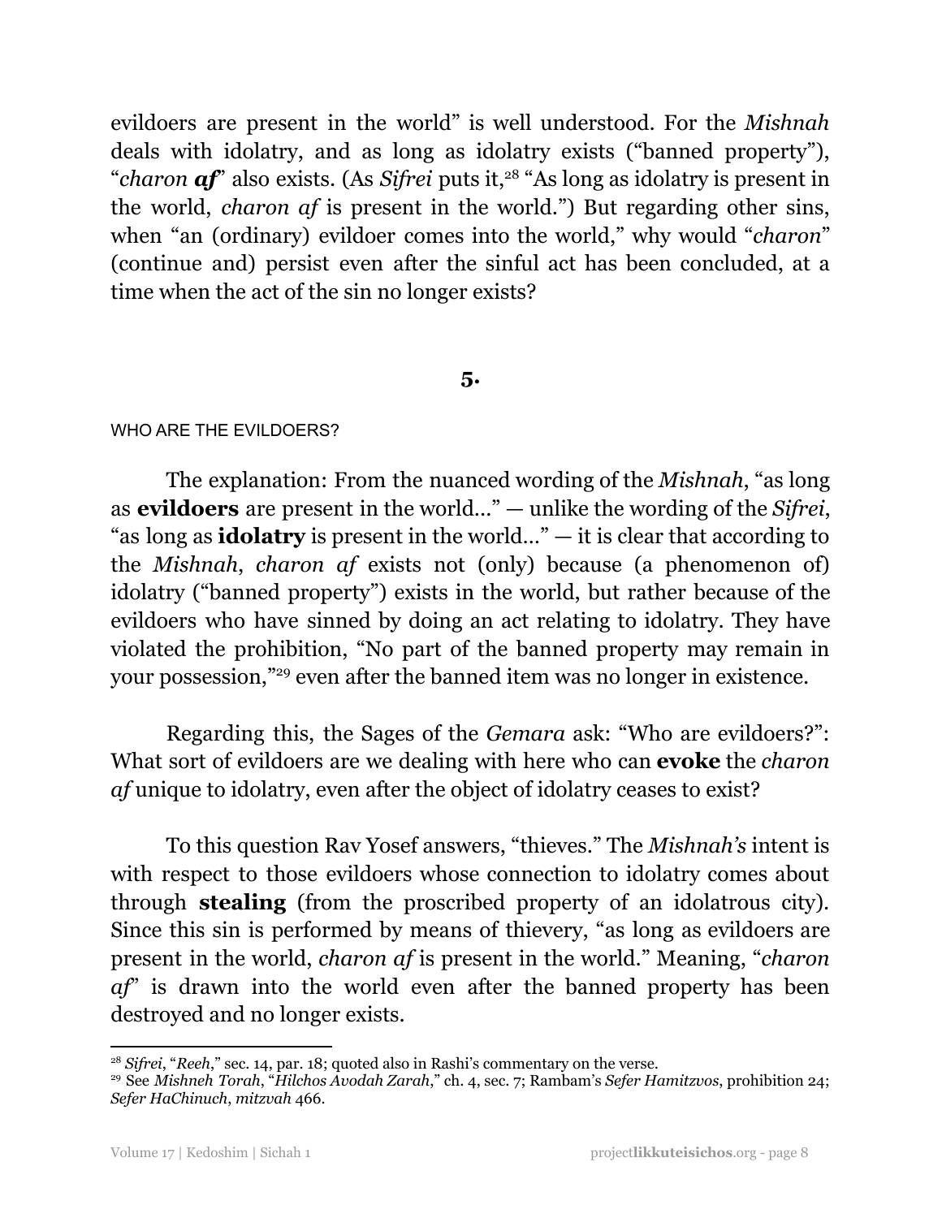evildoers are present in the world" is well understood. For the *Mishnah* deals with idolatry, and as long as idolatry exists ("banned property"), "*charon **af***" also exists. (As *Sifrei* puts it,[28] "As long as idolatry is present in the world, *charon af* is present in the world.") But regarding other sins, when "an (ordinary) evildoer comes into the world," why would "*charon*" (continue and) persist even after the sinful act has been concluded, at a time when the act of the sin no longer exists?

**5.**

WHO ARE THE EVILDOERS?

The explanation: From the nuanced wording of the *Mishnah*, "as long as **evildoers** are present in the world..." — unlike the wording of the *Sifrei*, "as long as **idolatry** is present in the world..." — it is clear that according to the *Mishnah*, *charon af* exists not (only) because (a phenomenon of) idolatry ("banned property") exists in the world, but rather because of the evildoers who have sinned by doing an act relating to idolatry. They have violated the prohibition, "No part of the banned property may remain in your possession,"[29] even after the banned item was no longer in existence.

Regarding this, the Sages of the *Gemara* ask: "Who are evildoers?": What sort of evildoers are we dealing with here who can **evoke** the *charon af* unique to idolatry, even after the object of idolatry ceases to exist?

To this question Rav Yosef answers, "thieves." The *Mishnah's* intent is with respect to those evildoers whose connection to idolatry comes about through **stealing** (from the proscribed property of an idolatrous city). Since this sin is performed by means of thievery, "as long as evildoers are present in the world, *charon af* is present in the world." Meaning, "*charon af*" is drawn into the world even after the banned property has been destroyed and no longer exists.

---

[28] *Sifrei*, "*Reeh*," sec. 14, par. 18; quoted also in Rashi's commentary on the verse.

[29] See *Mishneh Torah*, "*Hilchos Avodah Zarah*," ch. 4, sec. 7; Rambam's *Sefer Hamitzvos*, prohibition 24; *Sefer HaChinuch*, *mitzvah* 466.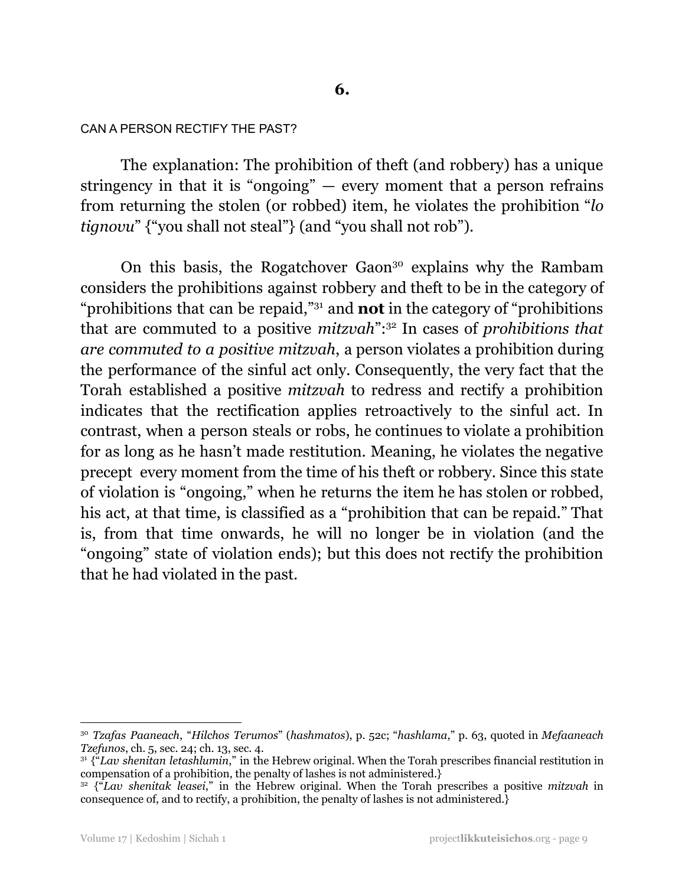## 6.

CAN A PERSON RECTIFY THE PAST?

The explanation: The prohibition of theft (and robbery) has a unique stringency in that it is "ongoing" — every moment that a person refrains from returning the stolen (or robbed) item, he violates the prohibition "*lo tignovu*" {"you shall not steal"} (and "you shall not rob").

On this basis, the Rogatchover Gaon[30] explains why the Rambam considers the prohibitions against robbery and theft to be in the category of "prohibitions that can be repaid,"[31] and **not** in the category of "prohibitions that are commuted to a positive *mitzvah*":[32] In cases of *prohibitions that are commuted to a positive mitzvah*, a person violates a prohibition during the performance of the sinful act only. Consequently, the very fact that the Torah established a positive *mitzvah* to redress and rectify a prohibition indicates that the rectification applies retroactively to the sinful act. In contrast, when a person steals or robs, he continues to violate a prohibition for as long as he hasn't made restitution. Meaning, he violates the negative precept every moment from the time of his theft or robbery. Since this state of violation is "ongoing," when he returns the item he has stolen or robbed, his act, at that time, is classified as a "prohibition that can be repaid." That is, from that time onwards, he will no longer be in violation (and the "ongoing" state of violation ends); but this does not rectify the prohibition that he had violated in the past.

---

[30] *Tzafas Paaneach*, "*Hilchos Terumos*" (*hashmatos*), p. 52c; "*hashlama*," p. 63, quoted in *Mefaaneach Tzefunos*, ch. 5, sec. 24; ch. 13, sec. 4.

[31] {"*Lav shenitan letashlumin*," in the Hebrew original. When the Torah prescribes financial restitution in compensation of a prohibition, the penalty of lashes is not administered.}

[32] {"*Lav shenitak leasei*," in the Hebrew original. When the Torah prescribes a positive *mitzvah* in consequence of, and to rectify, a prohibition, the penalty of lashes is not administered.}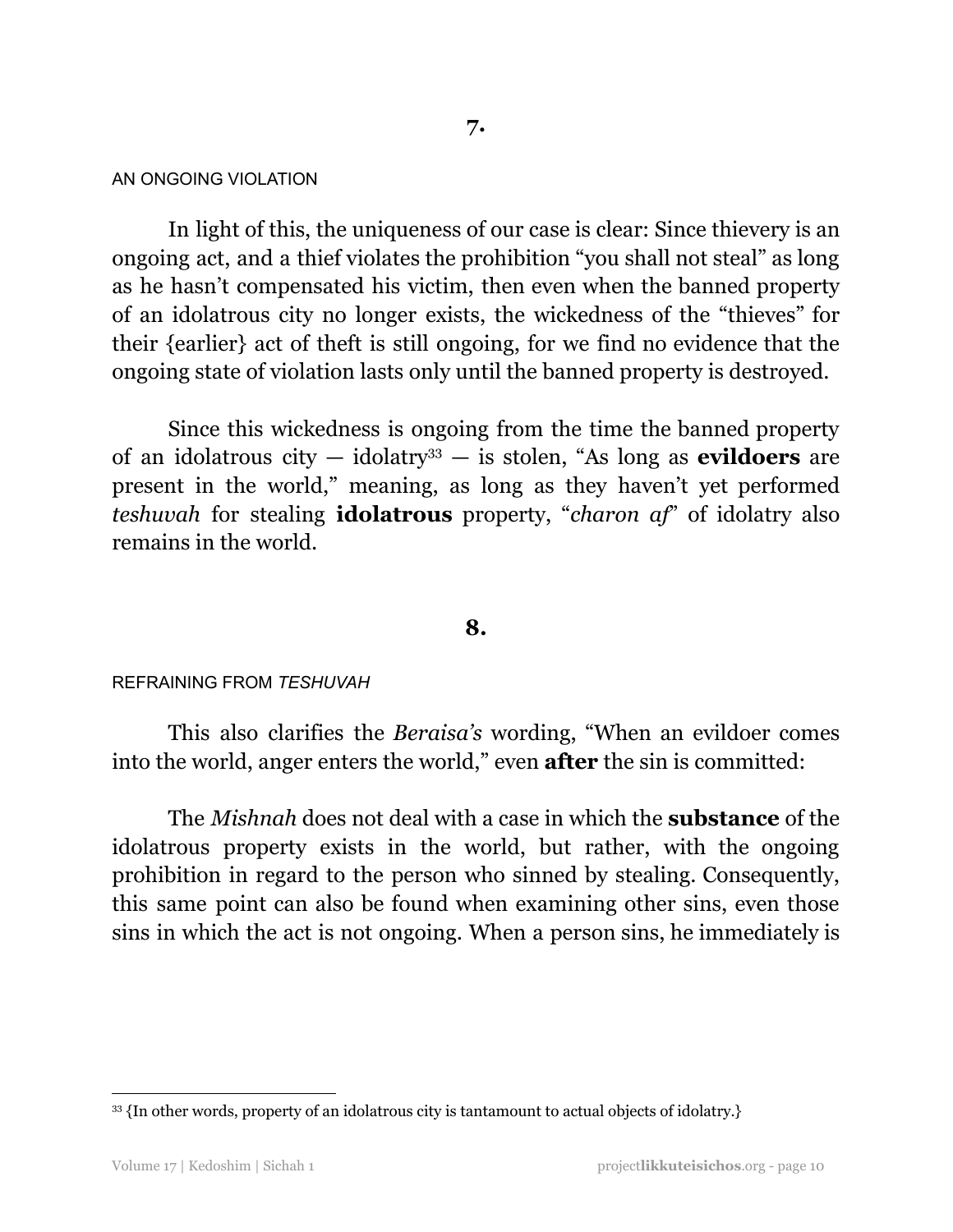## 7.

### AN ONGOING VIOLATION

In light of this, the uniqueness of our case is clear: Since thievery is an ongoing act, and a thief violates the prohibition "you shall not steal" as long as he hasn't compensated his victim, then even when the banned property of an idolatrous city no longer exists, the wickedness of the "thieves" for their {earlier} act of theft is still ongoing, for we find no evidence that the ongoing state of violation lasts only until the banned property is destroyed.

Since this wickedness is ongoing from the time the banned property of an idolatrous city — idolatry[33] — is stolen, "As long as **evildoers** are present in the world," meaning, as long as they haven't yet performed *teshuvah* for stealing **idolatrous** property, "*charon af*" of idolatry also remains in the world.

## 8.

### REFRAINING FROM *TESHUVAH*

This also clarifies the *Beraisa's* wording, "When an evildoer comes into the world, anger enters the world," even **after** the sin is committed:

The *Mishnah* does not deal with a case in which the **substance** of the idolatrous property exists in the world, but rather, with the ongoing prohibition in regard to the person who sinned by stealing. Consequently, this same point can also be found when examining other sins, even those sins in which the act is not ongoing. When a person sins, he immediately is

---

[33] {In other words, property of an idolatrous city is tantamount to actual objects of idolatry.}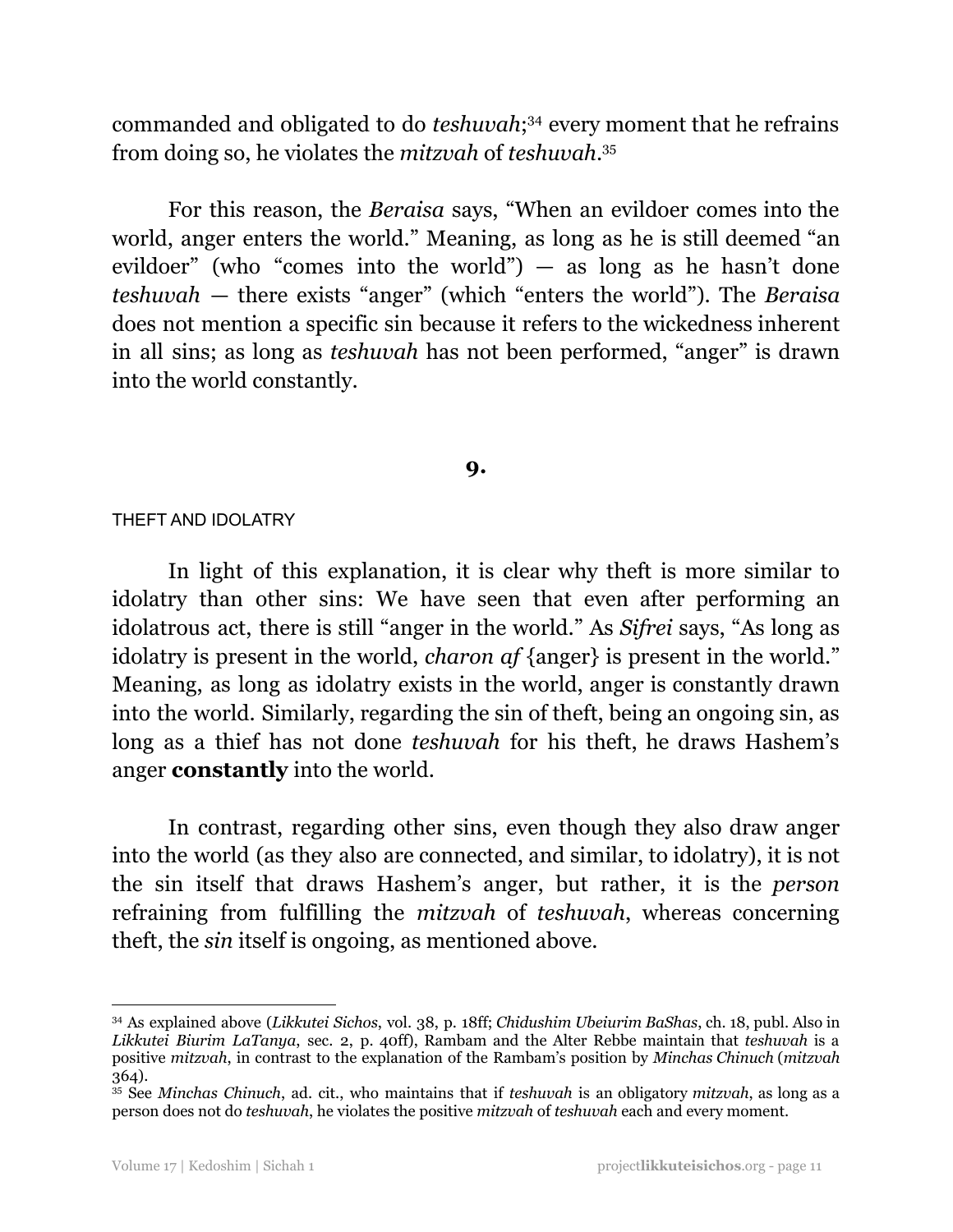commanded and obligated to do *teshuvah*;[34] every moment that he refrains from doing so, he violates the *mitzvah* of *teshuvah*.[35]

For this reason, the *Beraisa* says, "When an evildoer comes into the world, anger enters the world." Meaning, as long as he is still deemed "an evildoer" (who "comes into the world") — as long as he hasn't done *teshuvah* — there exists "anger" (which "enters the world"). The *Beraisa* does not mention a specific sin because it refers to the wickedness inherent in all sins; as long as *teshuvah* has not been performed, "anger" is drawn into the world constantly.

## 9.

### THEFT AND IDOLATRY

In light of this explanation, it is clear why theft is more similar to idolatry than other sins: We have seen that even after performing an idolatrous act, there is still "anger in the world." As *Sifrei* says, "As long as idolatry is present in the world, *charon af* {anger} is present in the world." Meaning, as long as idolatry exists in the world, anger is constantly drawn into the world. Similarly, regarding the sin of theft, being an ongoing sin, as long as a thief has not done *teshuvah* for his theft, he draws Hashem's anger **constantly** into the world.

In contrast, regarding other sins, even though they also draw anger into the world (as they also are connected, and similar, to idolatry), it is not the sin itself that draws Hashem's anger, but rather, it is the *person* refraining from fulfilling the *mitzvah* of *teshuvah*, whereas concerning theft, the *sin* itself is ongoing, as mentioned above.

---

[34] As explained above (*Likkutei Sichos*, vol. 38, p. 18ff; *Chidushim Ubeiurim BaShas*, ch. 18, publ. Also in *Likkutei Biurim LaTanya*, sec. 2, p. 40ff), Rambam and the Alter Rebbe maintain that *teshuvah* is a positive *mitzvah*, in contrast to the explanation of the Rambam's position by *Minchas Chinuch* (*mitzvah* 364).

[35] See *Minchas Chinuch*, ad. cit., who maintains that if *teshuvah* is an obligatory *mitzvah*, as long as a person does not do *teshuvah*, he violates the positive *mitzvah* of *teshuvah* each and every moment.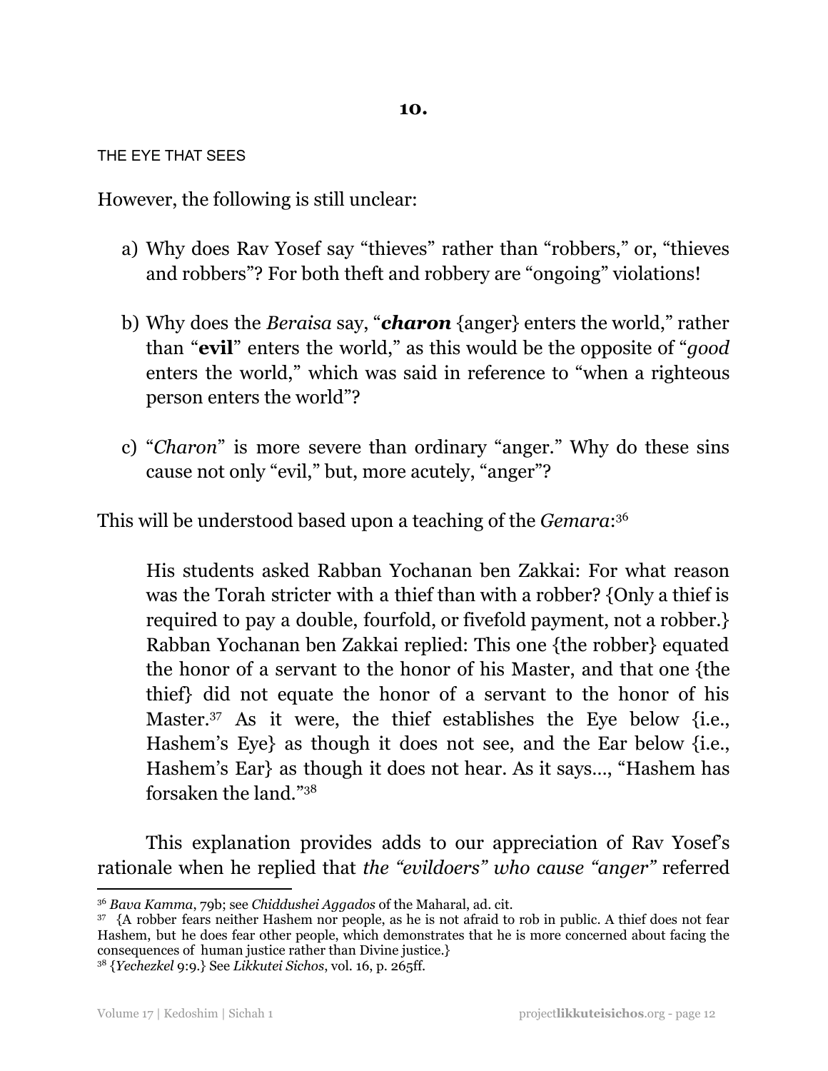**10.**

THE EYE THAT SEES

However, the following is still unclear:

a) Why does Rav Yosef say "thieves" rather than "robbers," or, "thieves and robbers"? For both theft and robbery are "ongoing" violations!

b) Why does the *Beraisa* say, "***charon*** {anger} enters the world," rather than "**evil**" enters the world," as this would be the opposite of "*good* enters the world," which was said in reference to "when a righteous person enters the world"?

c) "*Charon*" is more severe than ordinary "anger." Why do these sins cause not only "evil," but, more acutely, "anger"?

This will be understood based upon a teaching of the *Gemara*:[36]

> His students asked Rabban Yochanan ben Zakkai: For what reason was the Torah stricter with a thief than with a robber? {Only a thief is required to pay a double, fourfold, or fivefold payment, not a robber.} Rabban Yochanan ben Zakkai replied: This one {the robber} equated the honor of a servant to the honor of his Master, and that one {the thief} did not equate the honor of a servant to the honor of his Master.[37] As it were, the thief establishes the Eye below {i.e., Hashem's Eye} as though it does not see, and the Ear below {i.e., Hashem's Ear} as though it does not hear. As it says…, "Hashem has forsaken the land."[38]

This explanation provides adds to our appreciation of Rav Yosef's rationale when he replied that *the "evildoers" who cause "anger"* referred

---

[36] *Bava Kamma*, 79b; see *Chiddushei Aggados* of the Maharal, ad. cit.

[37] {A robber fears neither Hashem nor people, as he is not afraid to rob in public. A thief does not fear Hashem, but he does fear other people, which demonstrates that he is more concerned about facing the consequences of human justice rather than Divine justice.}

[38] {*Yechezkel* 9:9.} See *Likkutei Sichos*, vol. 16, p. 265ff.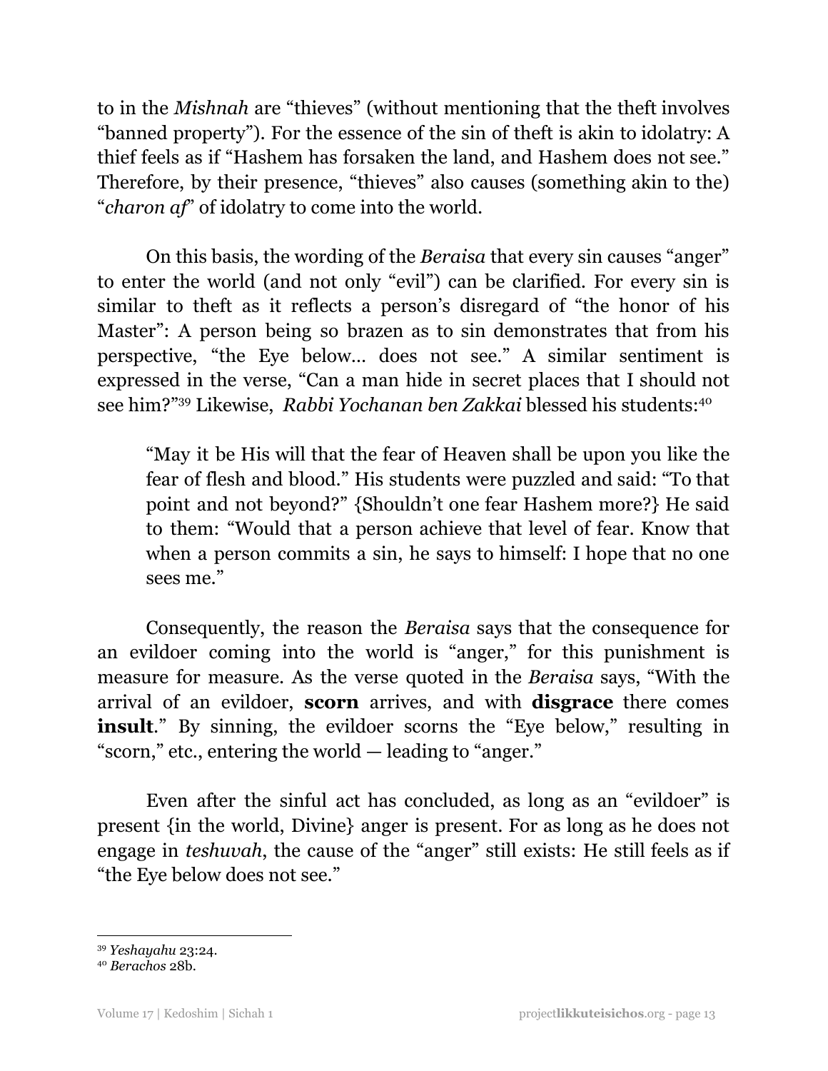to in the *Mishnah* are "thieves" (without mentioning that the theft involves "banned property"). For the essence of the sin of theft is akin to idolatry: A thief feels as if "Hashem has forsaken the land, and Hashem does not see." Therefore, by their presence, "thieves" also causes (something akin to the) "*charon af*" of idolatry to come into the world.

On this basis, the wording of the *Beraisa* that every sin causes "anger" to enter the world (and not only "evil") can be clarified. For every sin is similar to theft as it reflects a person's disregard of "the honor of his Master": A person being so brazen as to sin demonstrates that from his perspective, "the Eye below… does not see." A similar sentiment is expressed in the verse, "Can a man hide in secret places that I should not see him?"[39] Likewise, *Rabbi Yochanan ben Zakkai* blessed his students:[40]

> "May it be His will that the fear of Heaven shall be upon you like the fear of flesh and blood." His students were puzzled and said: "To that point and not beyond?" {Shouldn't one fear Hashem more?} He said to them: "Would that a person achieve that level of fear. Know that when a person commits a sin, he says to himself: I hope that no one sees me."

Consequently, the reason the *Beraisa* says that the consequence for an evildoer coming into the world is "anger," for this punishment is measure for measure. As the verse quoted in the *Beraisa* says, "With the arrival of an evildoer, **scorn** arrives, and with **disgrace** there comes **insult**." By sinning, the evildoer scorns the "Eye below," resulting in "scorn," etc., entering the world — leading to "anger."

Even after the sinful act has concluded, as long as an "evildoer" is present {in the world, Divine} anger is present. For as long as he does not engage in *teshuvah*, the cause of the "anger" still exists: He still feels as if "the Eye below does not see."

---

[39] *Yeshayahu* 23:24.

[40] *Berachos* 28b.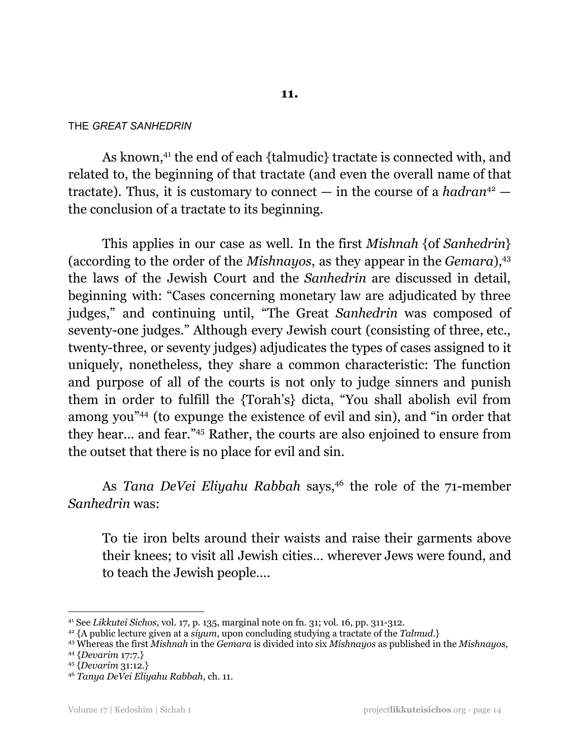**11.**

THE *GREAT SANHEDRIN*

As known,[41] the end of each {talmudic} tractate is connected with, and related to, the beginning of that tractate (and even the overall name of that tractate). Thus, it is customary to connect — in the course of a *hadran*[42] — the conclusion of a tractate to its beginning.

This applies in our case as well. In the first *Mishnah* {of *Sanhedrin*} (according to the order of the *Mishnayos*, as they appear in the *Gemara*),[43] the laws of the Jewish Court and the *Sanhedrin* are discussed in detail, beginning with: "Cases concerning monetary law are adjudicated by three judges," and continuing until, "The Great *Sanhedrin* was composed of seventy-one judges." Although every Jewish court (consisting of three, etc., twenty-three, or seventy judges) adjudicates the types of cases assigned to it uniquely, nonetheless, they share a common characteristic: The function and purpose of all of the courts is not only to judge sinners and punish them in order to fulfill the {Torah's} dicta, "You shall abolish evil from among you"[44] (to expunge the existence of evil and sin), and "in order that they hear… and fear."[45] Rather, the courts are also enjoined to ensure from the outset that there is no place for evil and sin.

As *Tana DeVei Eliyahu Rabbah* says,[46] the role of the 71-member *Sanhedrin* was:

> To tie iron belts around their waists and raise their garments above their knees; to visit all Jewish cities… wherever Jews were found, and to teach the Jewish people….

---

[41] See *Likkutei Sichos*, vol. 17, p. 135, marginal note on fn. 31; vol. 16, pp. 311-312.

[42] {A public lecture given at a *siyum*, upon concluding studying a tractate of the *Talmud*.}

[43] Whereas the first *Mishnah* in the *Gemara* is divided into six *Mishnayos* as published in the *Mishnayos*,

[44] {*Devarim* 17:7.}

[45] {*Devarim* 31:12.}

[46] *Tanya DeVei Eliyahu Rabbah*, ch. 11.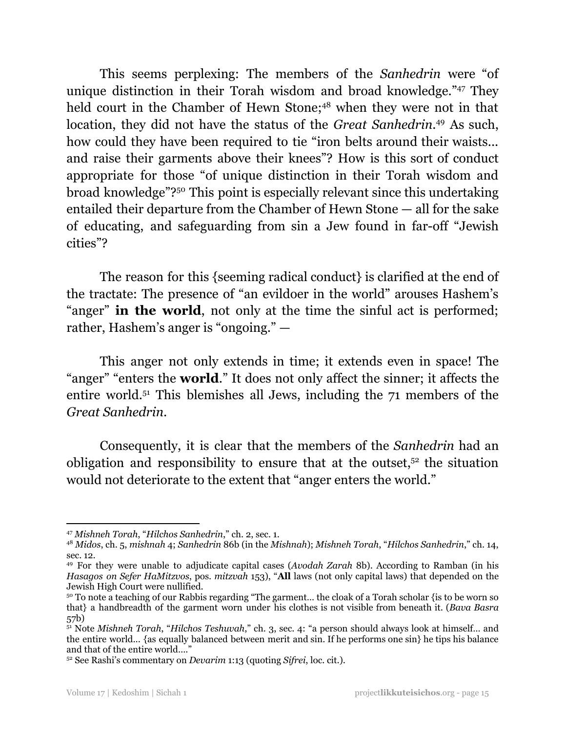This seems perplexing: The members of the *Sanhedrin* were "of unique distinction in their Torah wisdom and broad knowledge."[47] They held court in the Chamber of Hewn Stone;[48] when they were not in that location, they did not have the status of the *Great Sanhedrin*.[49] As such, how could they have been required to tie "iron belts around their waists... and raise their garments above their knees"? How is this sort of conduct appropriate for those "of unique distinction in their Torah wisdom and broad knowledge"?[50] This point is especially relevant since this undertaking entailed their departure from the Chamber of Hewn Stone — all for the sake of educating, and safeguarding from sin a Jew found in far-off "Jewish cities"?

The reason for this {seeming radical conduct} is clarified at the end of the tractate: The presence of "an evildoer in the world" arouses Hashem's "anger" **in the world**, not only at the time the sinful act is performed; rather, Hashem's anger is "ongoing." —

This anger not only extends in time; it extends even in space! The "anger" "enters the **world**." It does not only affect the sinner; it affects the entire world.[51] This blemishes all Jews, including the 71 members of the *Great Sanhedrin*.

Consequently, it is clear that the members of the *Sanhedrin* had an obligation and responsibility to ensure that at the outset,[52] the situation would not deteriorate to the extent that "anger enters the world."

---

[47] *Mishneh Torah*, "*Hilchos Sanhedrin*," ch. 2, sec. 1.

[48] *Midos*, ch. 5, *mishnah* 4; *Sanhedrin* 86b (in the *Mishnah*); *Mishneh Torah*, "*Hilchos Sanhedrin*," ch. 14, sec. 12.

[49] For they were unable to adjudicate capital cases (*Avodah Zarah* 8b). According to Ramban (in his *Hasagos on Sefer HaMitzvos*, pos. *mitzvah* 153), "**All** laws (not only capital laws) that depended on the Jewish High Court were nullified.

[50] To note a teaching of our Rabbis regarding "The garment... the cloak of a Torah scholar {is to be worn so that} a handbreadth of the garment worn under his clothes is not visible from beneath it. (*Bava Basra* 57b)

[51] Note *Mishneh Torah*, "*Hilchos Teshuvah*," ch. 3, sec. 4: "a person should always look at himself... and the entire world... {as equally balanced between merit and sin. If he performs one sin} he tips his balance and that of the entire world...."

[52] See Rashi's commentary on *Devarim* 1:13 (quoting *Sifrei*, loc. cit.).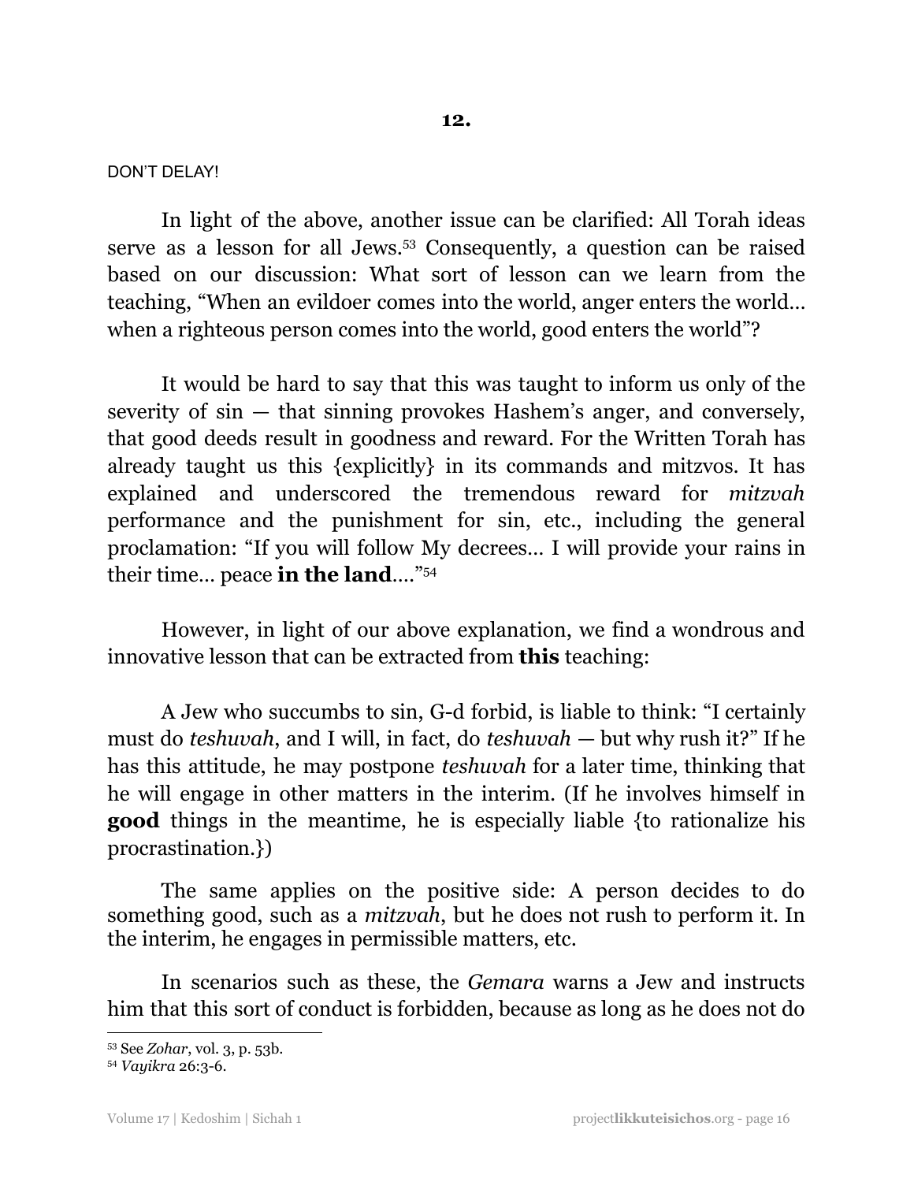**12.**

DON'T DELAY!

In light of the above, another issue can be clarified: All Torah ideas serve as a lesson for all Jews.[53] Consequently, a question can be raised based on our discussion: What sort of lesson can we learn from the teaching, "When an evildoer comes into the world, anger enters the world… when a righteous person comes into the world, good enters the world"?

It would be hard to say that this was taught to inform us only of the severity of sin — that sinning provokes Hashem's anger, and conversely, that good deeds result in goodness and reward. For the Written Torah has already taught us this {explicitly} in its commands and mitzvos. It has explained and underscored the tremendous reward for *mitzvah* performance and the punishment for sin, etc., including the general proclamation: "If you will follow My decrees… I will provide your rains in their time… peace **in the land**…."[54]

However, in light of our above explanation, we find a wondrous and innovative lesson that can be extracted from **this** teaching:

A Jew who succumbs to sin, G-d forbid, is liable to think: "I certainly must do *teshuvah*, and I will, in fact, do *teshuvah* — but why rush it?" If he has this attitude, he may postpone *teshuvah* for a later time, thinking that he will engage in other matters in the interim. (If he involves himself in **good** things in the meantime, he is especially liable {to rationalize his procrastination.})

The same applies on the positive side: A person decides to do something good, such as a *mitzvah*, but he does not rush to perform it. In the interim, he engages in permissible matters, etc.

In scenarios such as these, the *Gemara* warns a Jew and instructs him that this sort of conduct is forbidden, because as long as he does not do

---

[53] See *Zohar*, vol. 3, p. 53b.

[54] *Vayikra* 26:3-6.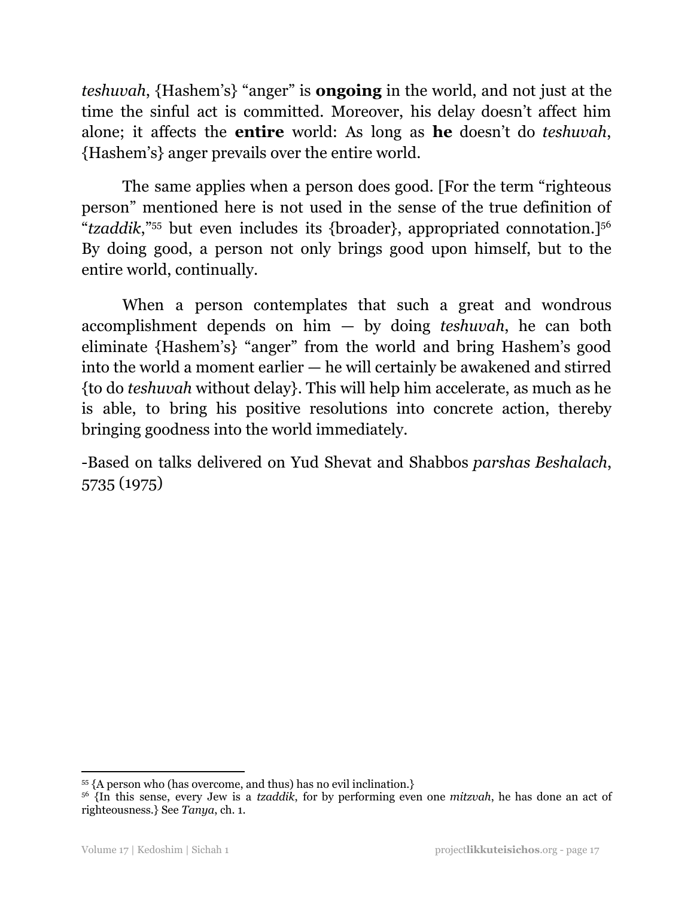*teshuvah*, {Hashem's} "anger" is **ongoing** in the world, and not just at the time the sinful act is committed. Moreover, his delay doesn't affect him alone; it affects the **entire** world: As long as **he** doesn't do *teshuvah*, {Hashem's} anger prevails over the entire world.

The same applies when a person does good. [For the term "righteous person" mentioned here is not used in the sense of the true definition of "*tzaddik*,"[55] but even includes its {broader}, appropriated connotation.][56] By doing good, a person not only brings good upon himself, but to the entire world, continually.

When a person contemplates that such a great and wondrous accomplishment depends on him — by doing *teshuvah*, he can both eliminate {Hashem's} "anger" from the world and bring Hashem's good into the world a moment earlier — he will certainly be awakened and stirred {to do *teshuvah* without delay}. This will help him accelerate, as much as he is able, to bring his positive resolutions into concrete action, thereby bringing goodness into the world immediately.

-Based on talks delivered on Yud Shevat and Shabbos *parshas Beshalach*, 5735 (1975)

---

[55] {A person who (has overcome, and thus) has no evil inclination.}

[56] {In this sense, every Jew is a *tzaddik*, for by performing even one *mitzvah*, he has done an act of righteousness.} See *Tanya*, ch. 1.